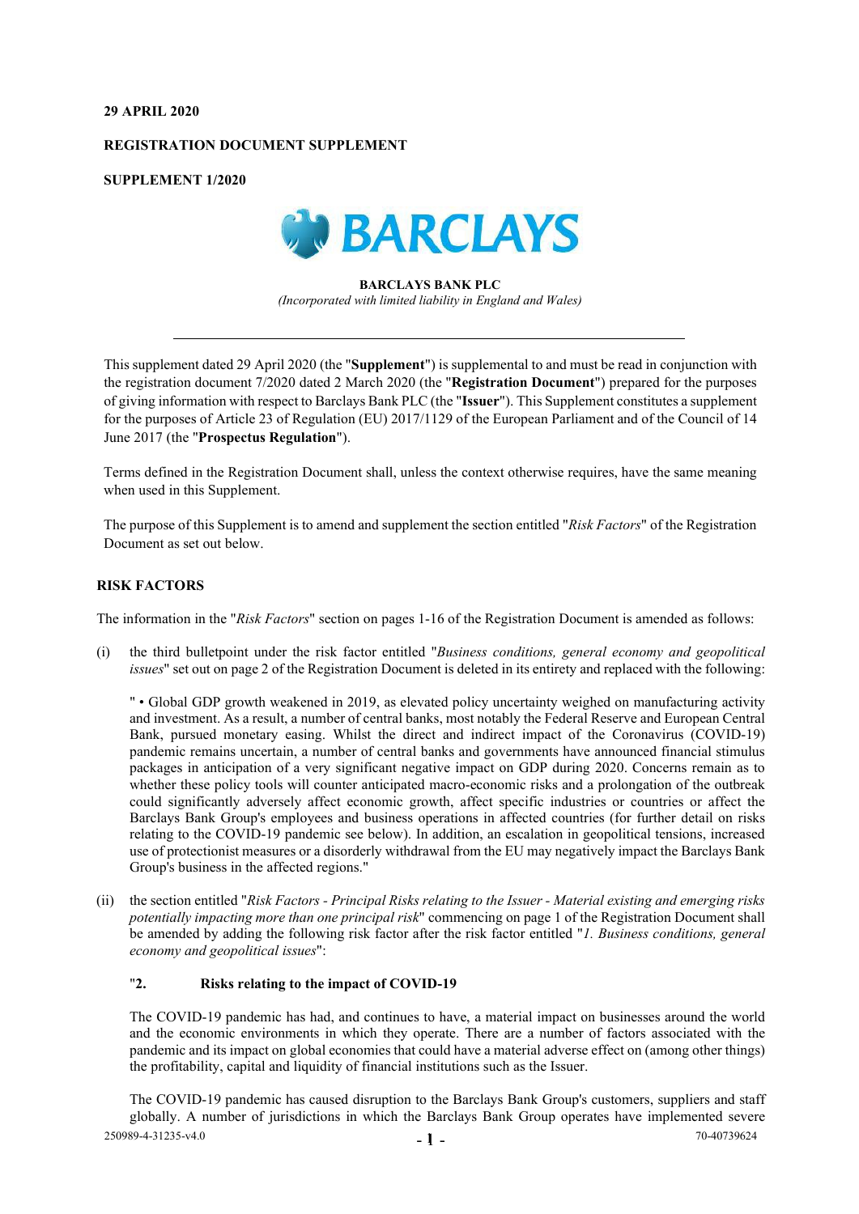**29 APRIL 2020**

**REGISTRATION DOCUMENT SUPPLEMENT**

**SUPPLEMENT 1/2020**

**BARCLAYS BANK PLC**

*(Incorporated with limited liability in England and Wales)*

---

This supplement dated 29 April 2020 (the "**Supplement**") is supplemental to and must be read in conjunction with the registration document 7/2020 dated 2 March 2020 (the "**Registration Document**") prepared for the purposes of giving information with respect to Barclays Bank PLC (the "**Issuer**"). This Supplement constitutes a supplement for the purposes of Article 23 of Regulation (EU) 2017/1129 of the European Parliament and of the Council of 14 June 2017 (the "**Prospectus Regulation**").

Terms defined in the Registration Document shall, unless the context otherwise requires, have the same meaning when used in this Supplement.

The purpose of this Supplement is to amend and supplement the section entitled "*Risk Factors*" of the Registration Document as set out below.

## RISK FACTORS

The information in the "*Risk Factors*" section on pages 1-16 of the Registration Document is amended as follows:

(i) the third bulletpoint under the risk factor entitled "*Business conditions, general economy and geopolitical issues*" set out on page 2 of the Registration Document is deleted in its entirety and replaced with the following:

" • Global GDP growth weakened in 2019, as elevated policy uncertainty weighed on manufacturing activity and investment. As a result, a number of central banks, most notably the Federal Reserve and European Central Bank, pursued monetary easing. Whilst the direct and indirect impact of the Coronavirus (COVID-19) pandemic remains uncertain, a number of central banks and governments have announced financial stimulus packages in anticipation of a very significant negative impact on GDP during 2020. Concerns remain as to whether these policy tools will counter anticipated macro-economic risks and a prolongation of the outbreak could significantly adversely affect economic growth, affect specific industries or countries or affect the Barclays Bank Group's employees and business operations in affected countries (for further detail on risks relating to the COVID-19 pandemic see below). In addition, an escalation in geopolitical tensions, increased use of protectionist measures or a disorderly withdrawal from the EU may negatively impact the Barclays Bank Group's business in the affected regions."

(ii) the section entitled "*Risk Factors - Principal Risks relating to the Issuer - Material existing and emerging risks potentially impacting more than one principal risk*" commencing on page 1 of the Registration Document shall be amended by adding the following risk factor after the risk factor entitled "*1. Business conditions, general economy and geopolitical issues*":

"**2. Risks relating to the impact of COVID-19**

The COVID-19 pandemic has had, and continues to have, a material impact on businesses around the world and the economic environments in which they operate. There are a number of factors associated with the pandemic and its impact on global economies that could have a material adverse effect on (among other things) the profitability, capital and liquidity of financial institutions such as the Issuer.

The COVID-19 pandemic has caused disruption to the Barclays Bank Group's customers, suppliers and staff globally. A number of jurisdictions in which the Barclays Bank Group operates have implemented severe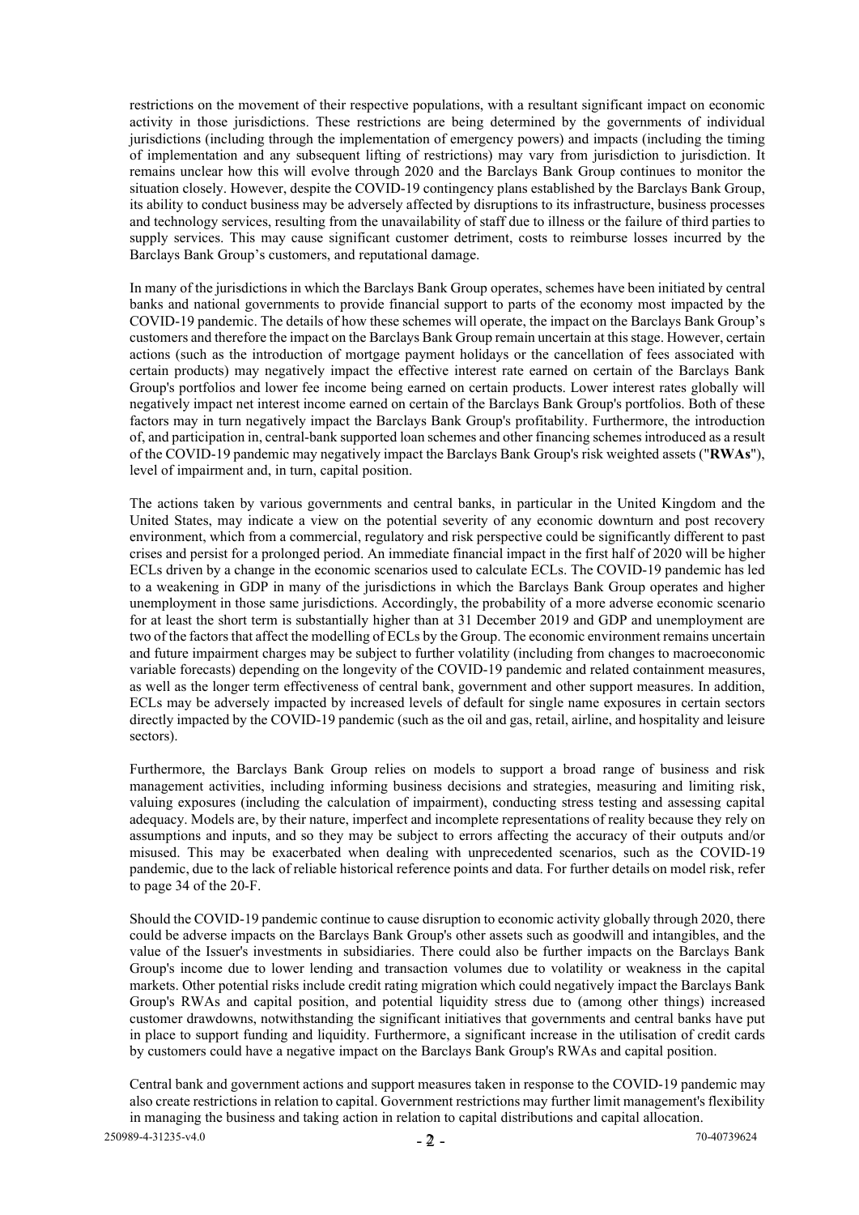restrictions on the movement of their respective populations, with a resultant significant impact on economic activity in those jurisdictions. These restrictions are being determined by the governments of individual jurisdictions (including through the implementation of emergency powers) and impacts (including the timing of implementation and any subsequent lifting of restrictions) may vary from jurisdiction to jurisdiction. It remains unclear how this will evolve through 2020 and the Barclays Bank Group continues to monitor the situation closely. However, despite the COVID-19 contingency plans established by the Barclays Bank Group, its ability to conduct business may be adversely affected by disruptions to its infrastructure, business processes and technology services, resulting from the unavailability of staff due to illness or the failure of third parties to supply services. This may cause significant customer detriment, costs to reimburse losses incurred by the Barclays Bank Group's customers, and reputational damage.

In many of the jurisdictions in which the Barclays Bank Group operates, schemes have been initiated by central banks and national governments to provide financial support to parts of the economy most impacted by the COVID-19 pandemic. The details of how these schemes will operate, the impact on the Barclays Bank Group's customers and therefore the impact on the Barclays Bank Group remain uncertain at this stage. However, certain actions (such as the introduction of mortgage payment holidays or the cancellation of fees associated with certain products) may negatively impact the effective interest rate earned on certain of the Barclays Bank Group's portfolios and lower fee income being earned on certain products. Lower interest rates globally will negatively impact net interest income earned on certain of the Barclays Bank Group's portfolios. Both of these factors may in turn negatively impact the Barclays Bank Group's profitability. Furthermore, the introduction of, and participation in, central-bank supported loan schemes and other financing schemes introduced as a result of the COVID-19 pandemic may negatively impact the Barclays Bank Group's risk weighted assets ("**RWAs**"), level of impairment and, in turn, capital position.

The actions taken by various governments and central banks, in particular in the United Kingdom and the United States, may indicate a view on the potential severity of any economic downturn and post recovery environment, which from a commercial, regulatory and risk perspective could be significantly different to past crises and persist for a prolonged period. An immediate financial impact in the first half of 2020 will be higher ECLs driven by a change in the economic scenarios used to calculate ECLs. The COVID-19 pandemic has led to a weakening in GDP in many of the jurisdictions in which the Barclays Bank Group operates and higher unemployment in those same jurisdictions. Accordingly, the probability of a more adverse economic scenario for at least the short term is substantially higher than at 31 December 2019 and GDP and unemployment are two of the factors that affect the modelling of ECLs by the Group. The economic environment remains uncertain and future impairment charges may be subject to further volatility (including from changes to macroeconomic variable forecasts) depending on the longevity of the COVID-19 pandemic and related containment measures, as well as the longer term effectiveness of central bank, government and other support measures. In addition, ECLs may be adversely impacted by increased levels of default for single name exposures in certain sectors directly impacted by the COVID-19 pandemic (such as the oil and gas, retail, airline, and hospitality and leisure sectors).

Furthermore, the Barclays Bank Group relies on models to support a broad range of business and risk management activities, including informing business decisions and strategies, measuring and limiting risk, valuing exposures (including the calculation of impairment), conducting stress testing and assessing capital adequacy. Models are, by their nature, imperfect and incomplete representations of reality because they rely on assumptions and inputs, and so they may be subject to errors affecting the accuracy of their outputs and/or misused. This may be exacerbated when dealing with unprecedented scenarios, such as the COVID-19 pandemic, due to the lack of reliable historical reference points and data. For further details on model risk, refer to page 34 of the 20-F.

Should the COVID-19 pandemic continue to cause disruption to economic activity globally through 2020, there could be adverse impacts on the Barclays Bank Group's other assets such as goodwill and intangibles, and the value of the Issuer's investments in subsidiaries. There could also be further impacts on the Barclays Bank Group's income due to lower lending and transaction volumes due to volatility or weakness in the capital markets. Other potential risks include credit rating migration which could negatively impact the Barclays Bank Group's RWAs and capital position, and potential liquidity stress due to (among other things) increased customer drawdowns, notwithstanding the significant initiatives that governments and central banks have put in place to support funding and liquidity. Furthermore, a significant increase in the utilisation of credit cards by customers could have a negative impact on the Barclays Bank Group's RWAs and capital position.

Central bank and government actions and support measures taken in response to the COVID-19 pandemic may also create restrictions in relation to capital. Government restrictions may further limit management's flexibility in managing the business and taking action in relation to capital distributions and capital allocation.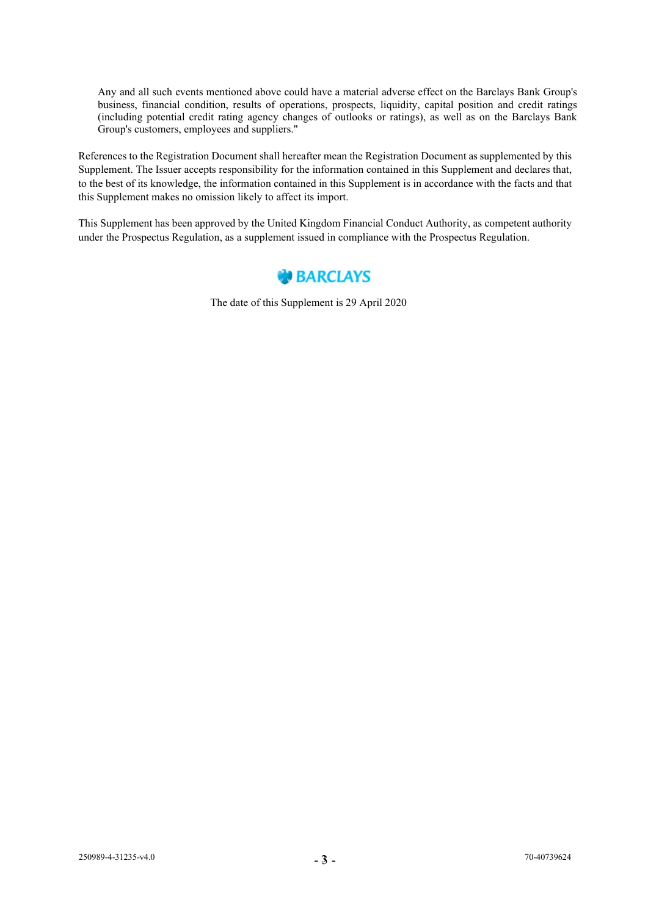Any and all such events mentioned above could have a material adverse effect on the Barclays Bank Group's business, financial condition, results of operations, prospects, liquidity, capital position and credit ratings (including potential credit rating agency changes of outlooks or ratings), as well as on the Barclays Bank Group's customers, employees and suppliers."

References to the Registration Document shall hereafter mean the Registration Document as supplemented by this Supplement. The Issuer accepts responsibility for the information contained in this Supplement and declares that, to the best of its knowledge, the information contained in this Supplement is in accordance with the facts and that this Supplement makes no omission likely to affect its import.

This Supplement has been approved by the United Kingdom Financial Conduct Authority, as competent authority under the Prospectus Regulation, as a supplement issued in compliance with the Prospectus Regulation.

BARCLAYS

The date of this Supplement is 29 April 2020